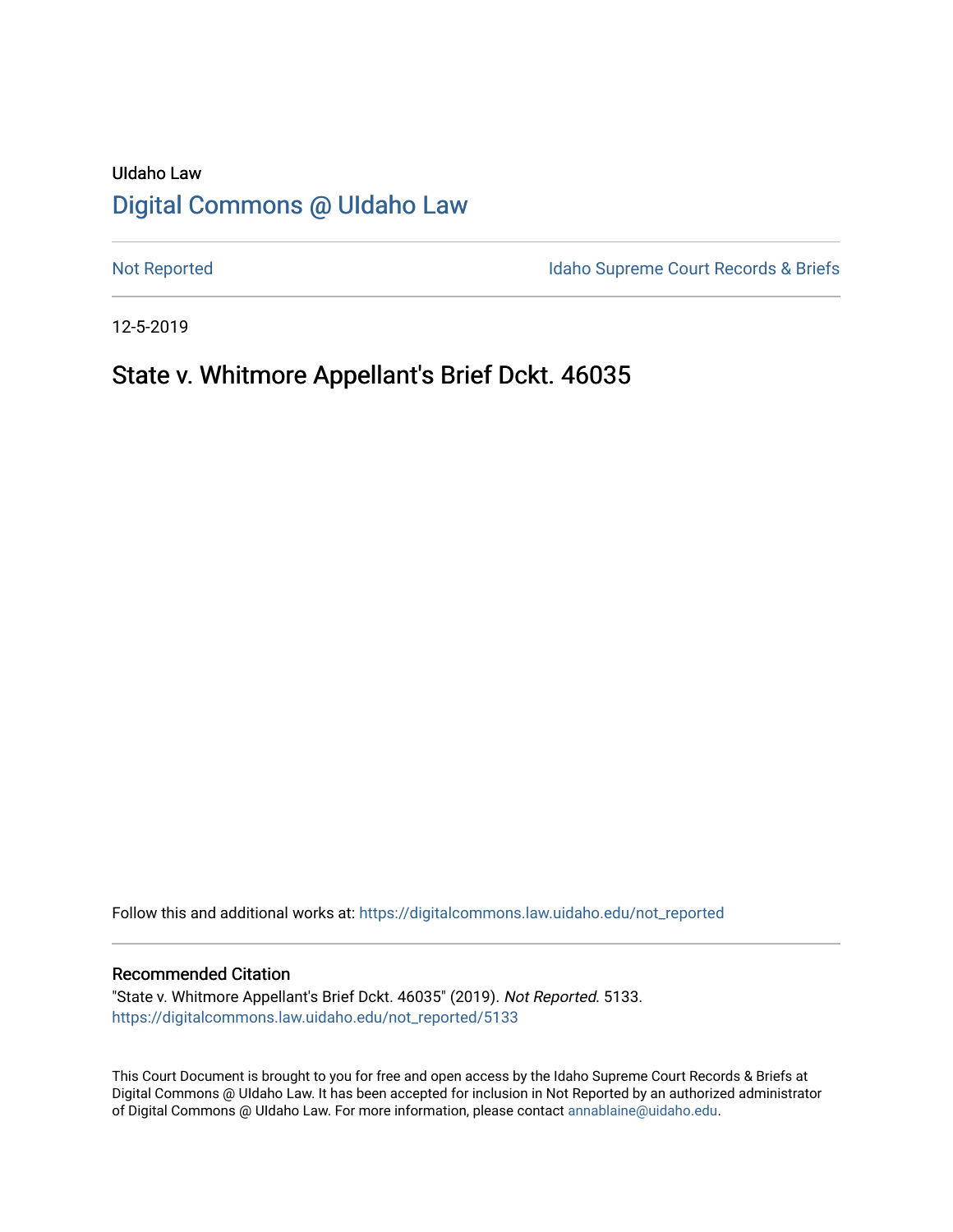UIdaho Law

# Digital Commons @ UIdaho Law

Not Reported

Idaho Supreme Court Records & Briefs

12-5-2019

# State v. Whitmore Appellant's Brief Dckt. 46035

Follow this and additional works at: https://digitalcommons.law.uidaho.edu/not_reported

## Recommended Citation

"State v. Whitmore Appellant's Brief Dckt. 46035" (2019). *Not Reported*. 5133.
https://digitalcommons.law.uidaho.edu/not_reported/5133

This Court Document is brought to you for free and open access by the Idaho Supreme Court Records & Briefs at Digital Commons @ UIdaho Law. It has been accepted for inclusion in Not Reported by an authorized administrator of Digital Commons @ UIdaho Law. For more information, please contact annablaine@uidaho.edu.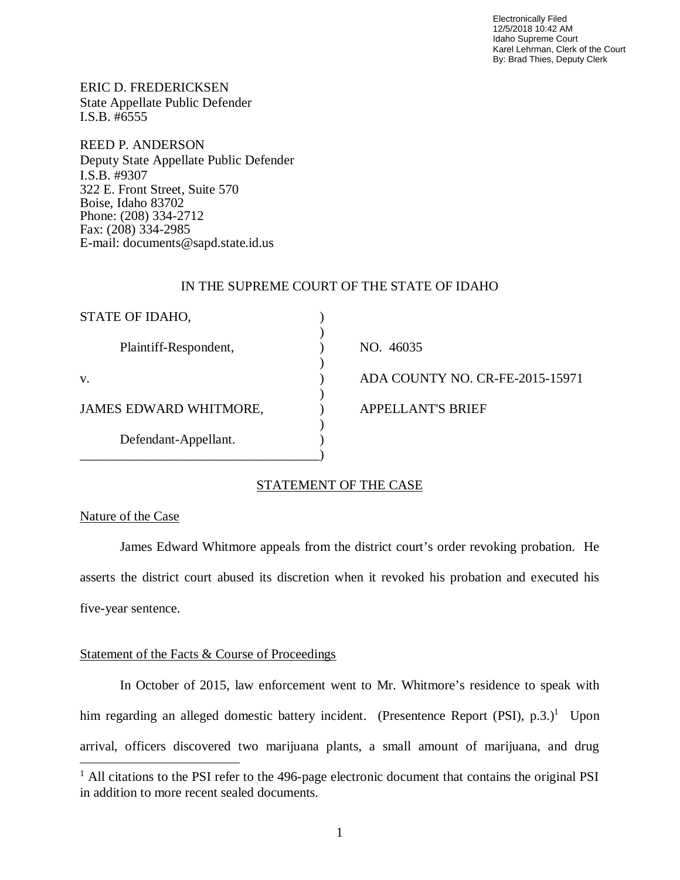Electronically Filed
12/5/2018 10:42 AM
Idaho Supreme Court
Karel Lehrman, Clerk of the Court
By: Brad Thies, Deputy Clerk

ERIC D. FREDERICKSEN
State Appellate Public Defender
I.S.B. #6555

REED P. ANDERSON
Deputy State Appellate Public Defender
I.S.B. #9307
322 E. Front Street, Suite 570
Boise, Idaho 83702
Phone: (208) 334-2712
Fax: (208) 334-2985
E-mail: documents@sapd.state.id.us

IN THE SUPREME COURT OF THE STATE OF IDAHO

| | |
|---|---|
| STATE OF IDAHO, | |
| Plaintiff-Respondent, | NO. 46035 |
| v. | ADA COUNTY NO. CR-FE-2015-15971 |
| JAMES EDWARD WHITMORE, | APPELLANT'S BRIEF |
| Defendant-Appellant. | |

## STATEMENT OF THE CASE

### Nature of the Case

James Edward Whitmore appeals from the district court's order revoking probation. He asserts the district court abused its discretion when it revoked his probation and executed his five-year sentence.

### Statement of the Facts & Course of Proceedings

In October of 2015, law enforcement went to Mr. Whitmore's residence to speak with him regarding an alleged domestic battery incident. (Presentence Report (PSI), p.3.)[1] Upon arrival, officers discovered two marijuana plants, a small amount of marijuana, and drug

[1] All citations to the PSI refer to the 496-page electronic document that contains the original PSI in addition to more recent sealed documents.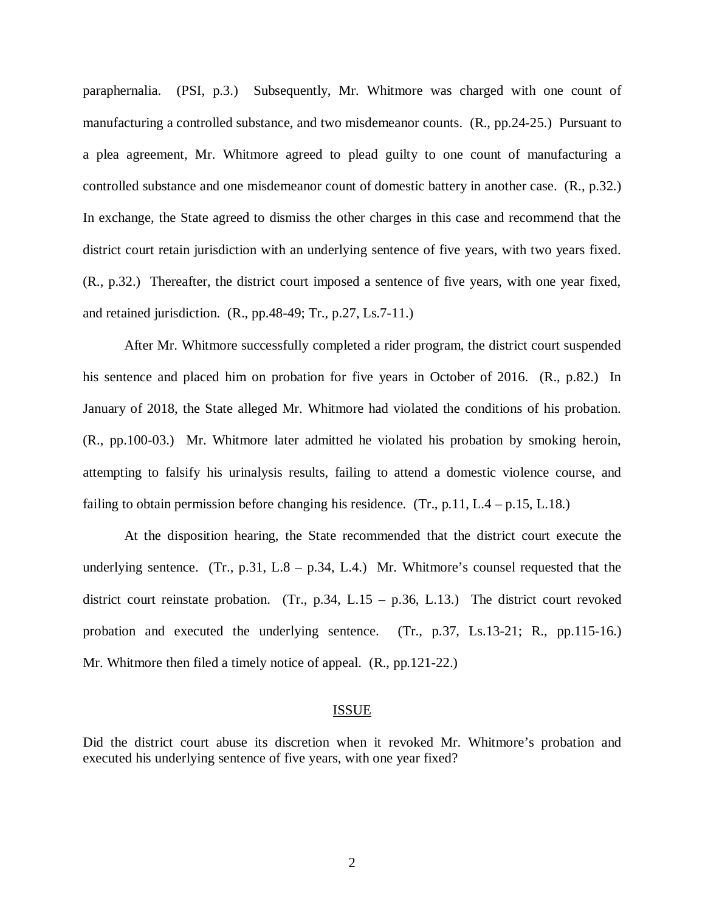paraphernalia. (PSI, p.3.) Subsequently, Mr. Whitmore was charged with one count of manufacturing a controlled substance, and two misdemeanor counts. (R., pp.24-25.) Pursuant to a plea agreement, Mr. Whitmore agreed to plead guilty to one count of manufacturing a controlled substance and one misdemeanor count of domestic battery in another case. (R., p.32.) In exchange, the State agreed to dismiss the other charges in this case and recommend that the district court retain jurisdiction with an underlying sentence of five years, with two years fixed. (R., p.32.) Thereafter, the district court imposed a sentence of five years, with one year fixed, and retained jurisdiction. (R., pp.48-49; Tr., p.27, Ls.7-11.)

After Mr. Whitmore successfully completed a rider program, the district court suspended his sentence and placed him on probation for five years in October of 2016. (R., p.82.) In January of 2018, the State alleged Mr. Whitmore had violated the conditions of his probation. (R., pp.100-03.) Mr. Whitmore later admitted he violated his probation by smoking heroin, attempting to falsify his urinalysis results, failing to attend a domestic violence course, and failing to obtain permission before changing his residence. (Tr., p.11, L.4 – p.15, L.18.)

At the disposition hearing, the State recommended that the district court execute the underlying sentence. (Tr., p.31, L.8 – p.34, L.4.) Mr. Whitmore's counsel requested that the district court reinstate probation. (Tr., p.34, L.15 – p.36, L.13.) The district court revoked probation and executed the underlying sentence. (Tr., p.37, Ls.13-21; R., pp.115-16.) Mr. Whitmore then filed a timely notice of appeal. (R., pp.121-22.)

## ISSUE

Did the district court abuse its discretion when it revoked Mr. Whitmore's probation and executed his underlying sentence of five years, with one year fixed?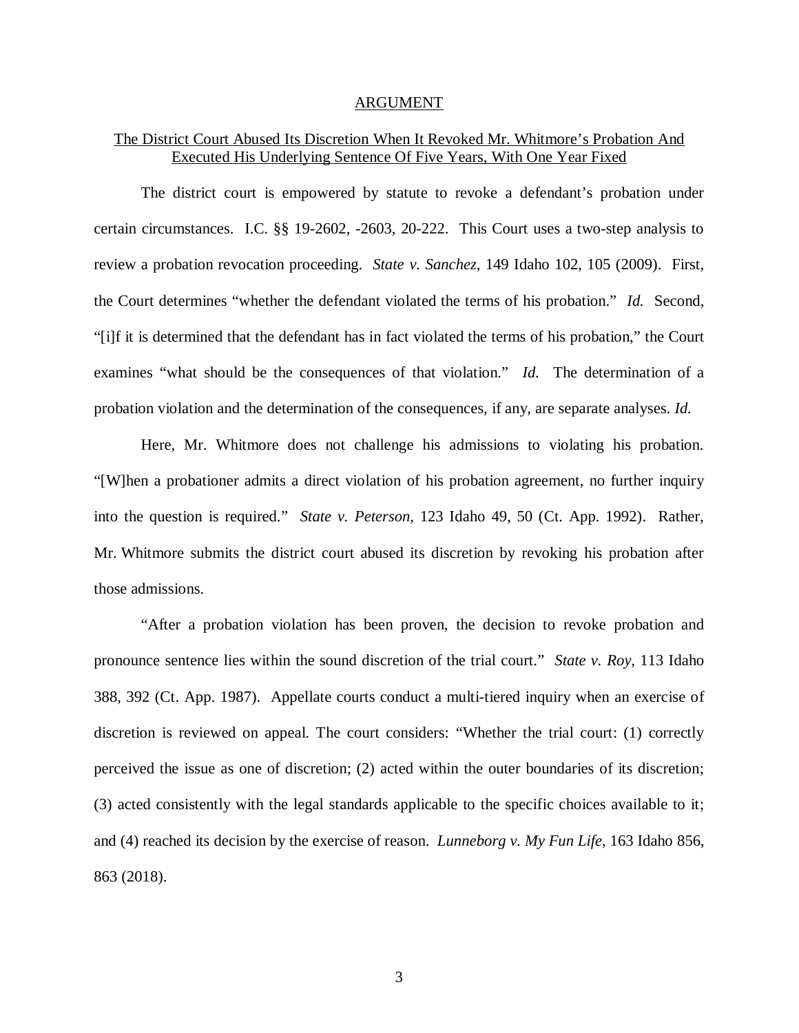## ARGUMENT

### The District Court Abused Its Discretion When It Revoked Mr. Whitmore's Probation And Executed His Underlying Sentence Of Five Years, With One Year Fixed

The district court is empowered by statute to revoke a defendant's probation under certain circumstances. I.C. §§ 19-2602, -2603, 20-222. This Court uses a two-step analysis to review a probation revocation proceeding. *State v. Sanchez*, 149 Idaho 102, 105 (2009). First, the Court determines "whether the defendant violated the terms of his probation." *Id.* Second, "[i]f it is determined that the defendant has in fact violated the terms of his probation," the Court examines "what should be the consequences of that violation." *Id.* The determination of a probation violation and the determination of the consequences, if any, are separate analyses. *Id.*

Here, Mr. Whitmore does not challenge his admissions to violating his probation. "[W]hen a probationer admits a direct violation of his probation agreement, no further inquiry into the question is required." *State v. Peterson*, 123 Idaho 49, 50 (Ct. App. 1992). Rather, Mr. Whitmore submits the district court abused its discretion by revoking his probation after those admissions.

"After a probation violation has been proven, the decision to revoke probation and pronounce sentence lies within the sound discretion of the trial court." *State v. Roy*, 113 Idaho 388, 392 (Ct. App. 1987). Appellate courts conduct a multi-tiered inquiry when an exercise of discretion is reviewed on appeal. The court considers: "Whether the trial court: (1) correctly perceived the issue as one of discretion; (2) acted within the outer boundaries of its discretion; (3) acted consistently with the legal standards applicable to the specific choices available to it; and (4) reached its decision by the exercise of reason. *Lunneborg v. My Fun Life*, 163 Idaho 856, 863 (2018).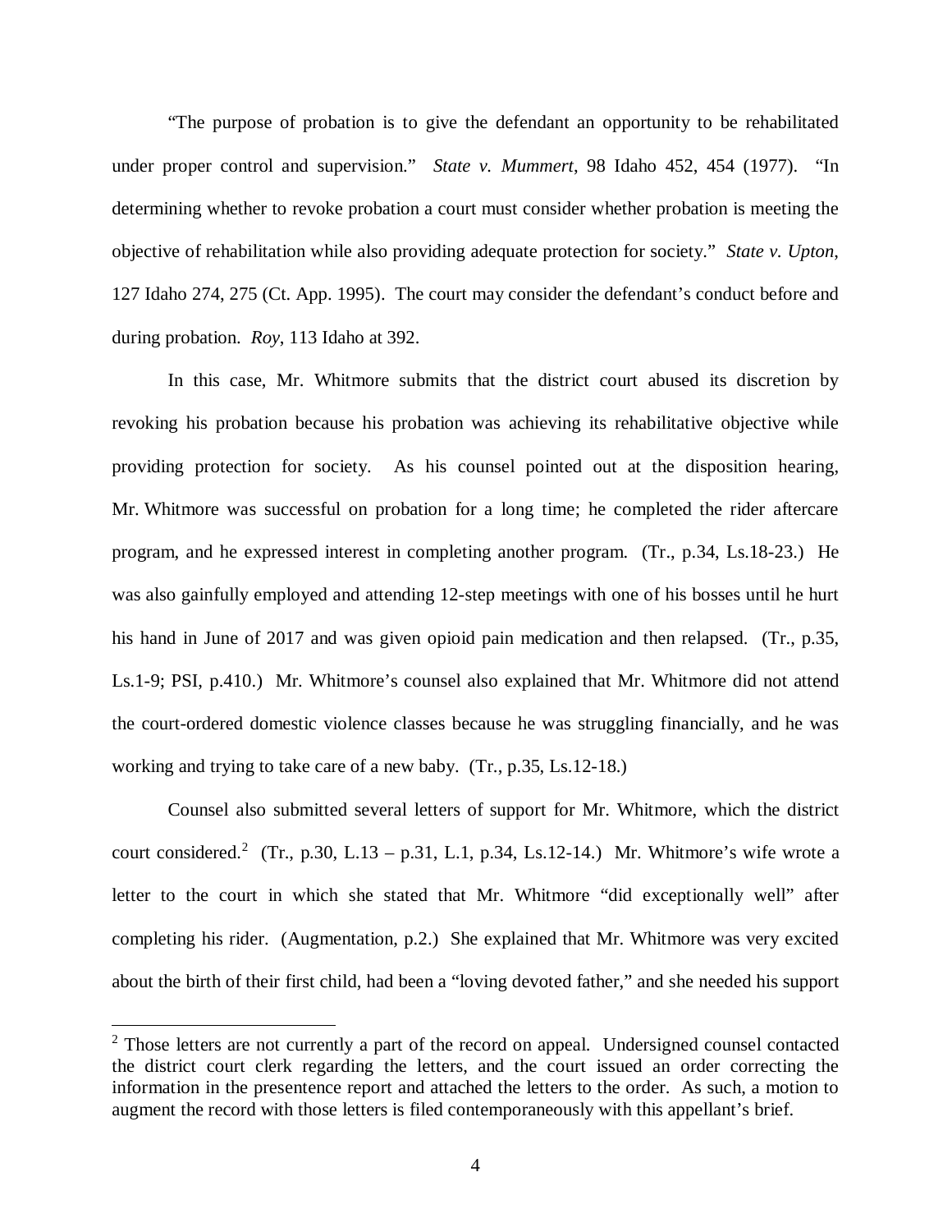"The purpose of probation is to give the defendant an opportunity to be rehabilitated under proper control and supervision." *State v. Mummert*, 98 Idaho 452, 454 (1977). "In determining whether to revoke probation a court must consider whether probation is meeting the objective of rehabilitation while also providing adequate protection for society." *State v. Upton*, 127 Idaho 274, 275 (Ct. App. 1995). The court may consider the defendant's conduct before and during probation. *Roy*, 113 Idaho at 392.

In this case, Mr. Whitmore submits that the district court abused its discretion by revoking his probation because his probation was achieving its rehabilitative objective while providing protection for society. As his counsel pointed out at the disposition hearing, Mr. Whitmore was successful on probation for a long time; he completed the rider aftercare program, and he expressed interest in completing another program. (Tr., p.34, Ls.18-23.) He was also gainfully employed and attending 12-step meetings with one of his bosses until he hurt his hand in June of 2017 and was given opioid pain medication and then relapsed. (Tr., p.35, Ls.1-9; PSI, p.410.) Mr. Whitmore's counsel also explained that Mr. Whitmore did not attend the court-ordered domestic violence classes because he was struggling financially, and he was working and trying to take care of a new baby. (Tr., p.35, Ls.12-18.)

Counsel also submitted several letters of support for Mr. Whitmore, which the district court considered.[2] (Tr., p.30, L.13 – p.31, L.1, p.34, Ls.12-14.) Mr. Whitmore's wife wrote a letter to the court in which she stated that Mr. Whitmore "did exceptionally well" after completing his rider. (Augmentation, p.2.) She explained that Mr. Whitmore was very excited about the birth of their first child, had been a "loving devoted father," and she needed his support

---

[2] Those letters are not currently a part of the record on appeal. Undersigned counsel contacted the district court clerk regarding the letters, and the court issued an order correcting the information in the presentence report and attached the letters to the order. As such, a motion to augment the record with those letters is filed contemporaneously with this appellant's brief.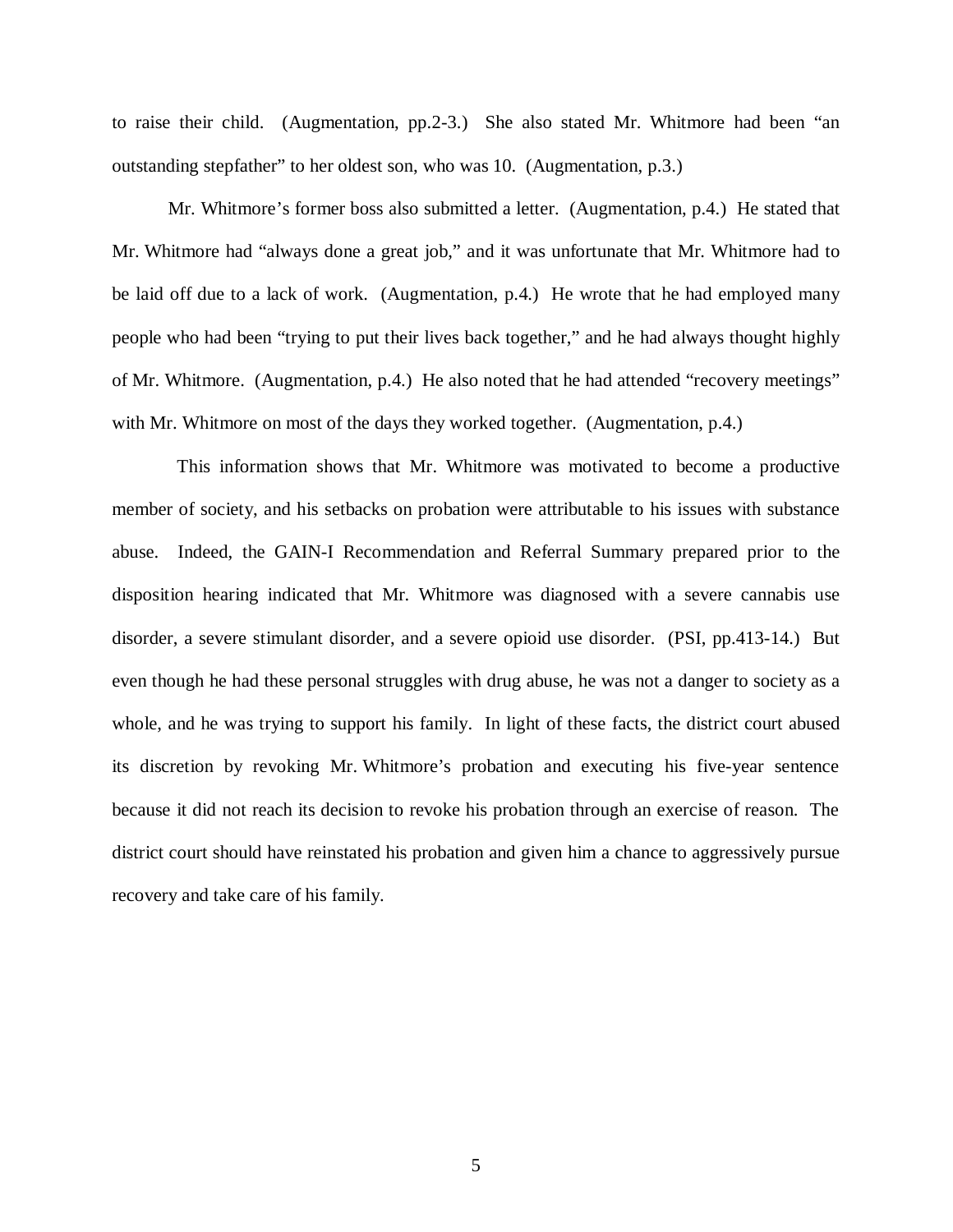to raise their child. (Augmentation, pp.2-3.) She also stated Mr. Whitmore had been "an outstanding stepfather" to her oldest son, who was 10. (Augmentation, p.3.)

Mr. Whitmore's former boss also submitted a letter. (Augmentation, p.4.) He stated that Mr. Whitmore had "always done a great job," and it was unfortunate that Mr. Whitmore had to be laid off due to a lack of work. (Augmentation, p.4.) He wrote that he had employed many people who had been "trying to put their lives back together," and he had always thought highly of Mr. Whitmore. (Augmentation, p.4.) He also noted that he had attended "recovery meetings" with Mr. Whitmore on most of the days they worked together. (Augmentation, p.4.)

This information shows that Mr. Whitmore was motivated to become a productive member of society, and his setbacks on probation were attributable to his issues with substance abuse. Indeed, the GAIN-I Recommendation and Referral Summary prepared prior to the disposition hearing indicated that Mr. Whitmore was diagnosed with a severe cannabis use disorder, a severe stimulant disorder, and a severe opioid use disorder. (PSI, pp.413-14.) But even though he had these personal struggles with drug abuse, he was not a danger to society as a whole, and he was trying to support his family. In light of these facts, the district court abused its discretion by revoking Mr. Whitmore's probation and executing his five-year sentence because it did not reach its decision to revoke his probation through an exercise of reason. The district court should have reinstated his probation and given him a chance to aggressively pursue recovery and take care of his family.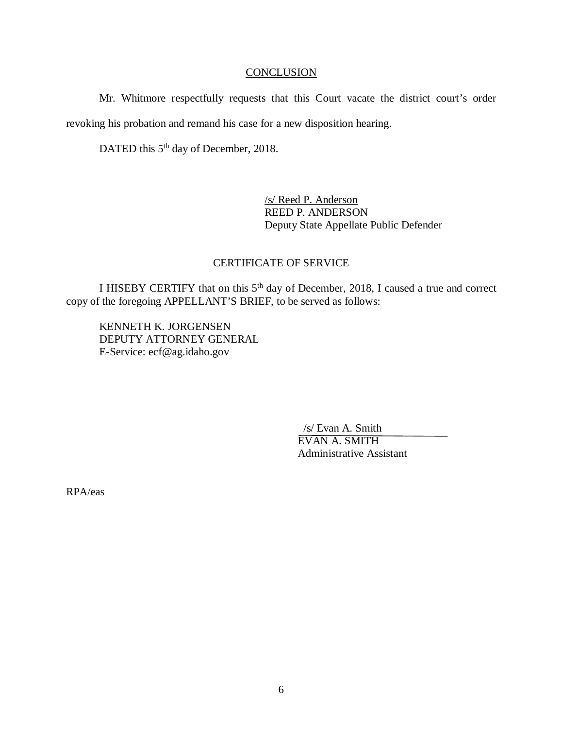## CONCLUSION

Mr. Whitmore respectfully requests that this Court vacate the district court's order revoking his probation and remand his case for a new disposition hearing.

DATED this 5th day of December, 2018.

/s/ Reed P. Anderson
REED P. ANDERSON
Deputy State Appellate Public Defender

## CERTIFICATE OF SERVICE

I HISEBY CERTIFY that on this 5th day of December, 2018, I caused a true and correct copy of the foregoing APPELLANT'S BRIEF, to be served as follows:

KENNETH K. JORGENSEN
DEPUTY ATTORNEY GENERAL
E-Service: ecf@ag.idaho.gov

/s/ Evan A. Smith
EVAN A. SMITH
Administrative Assistant

RPA/eas